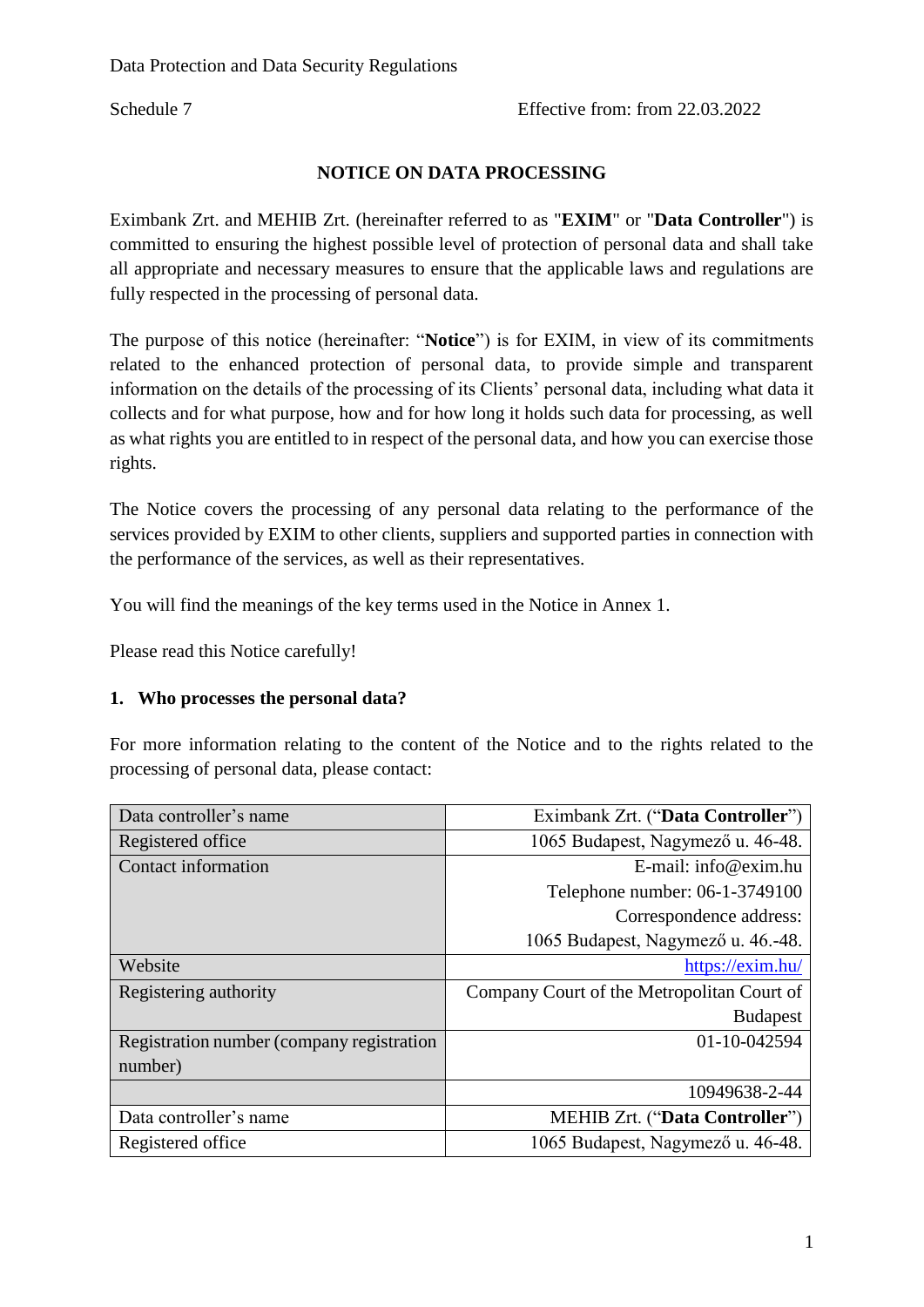Data Protection and Data Security Regulations

Schedule 7 Effective from: from 22.03.2022

## NOTICE ON DATA PROCESSING

Eximbank Zrt. and MEHIB Zrt. (hereinafter referred to as "**EXIM**" or "**Data Controller**") is committed to ensuring the highest possible level of protection of personal data and shall take all appropriate and necessary measures to ensure that the applicable laws and regulations are fully respected in the processing of personal data.

The purpose of this notice (hereinafter: "**Notice**") is for EXIM, in view of its commitments related to the enhanced protection of personal data, to provide simple and transparent information on the details of the processing of its Clients' personal data, including what data it collects and for what purpose, how and for how long it holds such data for processing, as well as what rights you are entitled to in respect of the personal data, and how you can exercise those rights.

The Notice covers the processing of any personal data relating to the performance of the services provided by EXIM to other clients, suppliers and supported parties in connection with the performance of the services, as well as their representatives.

You will find the meanings of the key terms used in the Notice in Annex 1.

Please read this Notice carefully!

### 1. Who processes the personal data?

For more information relating to the content of the Notice and to the rights related to the processing of personal data, please contact:

| | |
|---|---|
| Data controller's name | Eximbank Zrt. ("**Data Controller**") |
| Registered office | 1065 Budapest, Nagymező u. 46-48. |
| Contact information | E-mail: info@exim.hu<br>Telephone number: 06-1-3749100<br>Correspondence address:<br>1065 Budapest, Nagymező u. 46.-48. |
| Website | https://exim.hu/ |
| Registering authority | Company Court of the Metropolitan Court of Budapest |
| Registration number (company registration number) | 01-10-042594 |
| | 10949638-2-44 |
| Data controller's name | MEHIB Zrt. ("**Data Controller**") |
| Registered office | 1065 Budapest, Nagymező u. 46-48. |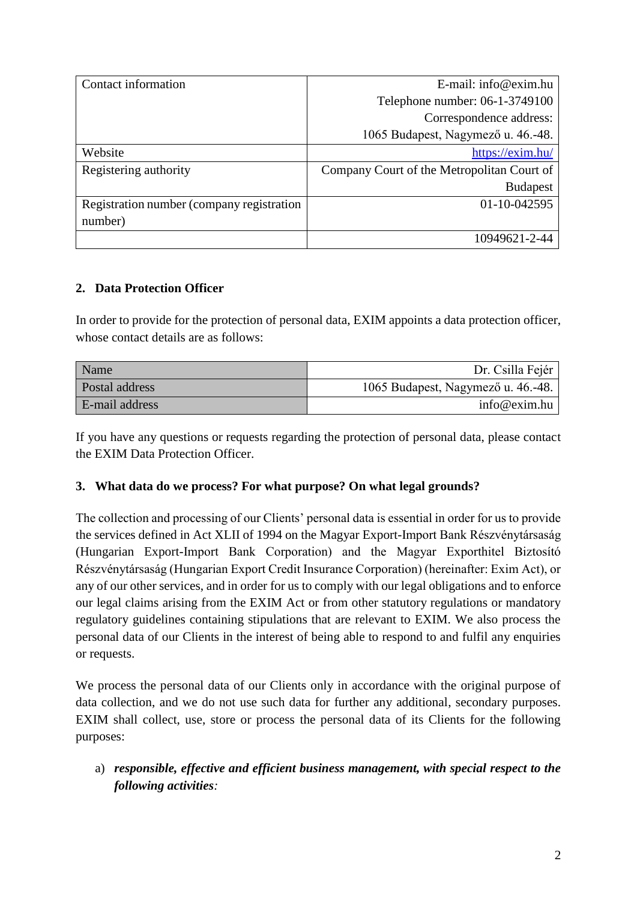| Contact information | E-mail: info@exim.hu<br>Telephone number: 06-1-3749100<br>Correspondence address:<br>1065 Budapest, Nagymező u. 46.-48. |
|---|---|
| Website | https://exim.hu/ |
| Registering authority | Company Court of the Metropolitan Court of Budapest |
| Registration number (company registration number) | 01-10-042595 |
| | 10949621-2-44 |

## 2. Data Protection Officer

In order to provide for the protection of personal data, EXIM appoints a data protection officer, whose contact details are as follows:

| Name | Dr. Csilla Fejér |
|---|---|
| Postal address | 1065 Budapest, Nagymező u. 46.-48. |
| E-mail address | info@exim.hu |

If you have any questions or requests regarding the protection of personal data, please contact the EXIM Data Protection Officer.

## 3. What data do we process? For what purpose? On what legal grounds?

The collection and processing of our Clients' personal data is essential in order for us to provide the services defined in Act XLII of 1994 on the Magyar Export-Import Bank Részvénytársaság (Hungarian Export-Import Bank Corporation) and the Magyar Exporthitel Biztosító Részvénytársaság (Hungarian Export Credit Insurance Corporation) (hereinafter: Exim Act), or any of our other services, and in order for us to comply with our legal obligations and to enforce our legal claims arising from the EXIM Act or from other statutory regulations or mandatory regulatory guidelines containing stipulations that are relevant to EXIM. We also process the personal data of our Clients in the interest of being able to respond to and fulfil any enquiries or requests.

We process the personal data of our Clients only in accordance with the original purpose of data collection, and we do not use such data for further any additional, secondary purposes. EXIM shall collect, use, store or process the personal data of its Clients for the following purposes:

a) ***responsible, effective and efficient business management, with special respect to the following activities**:*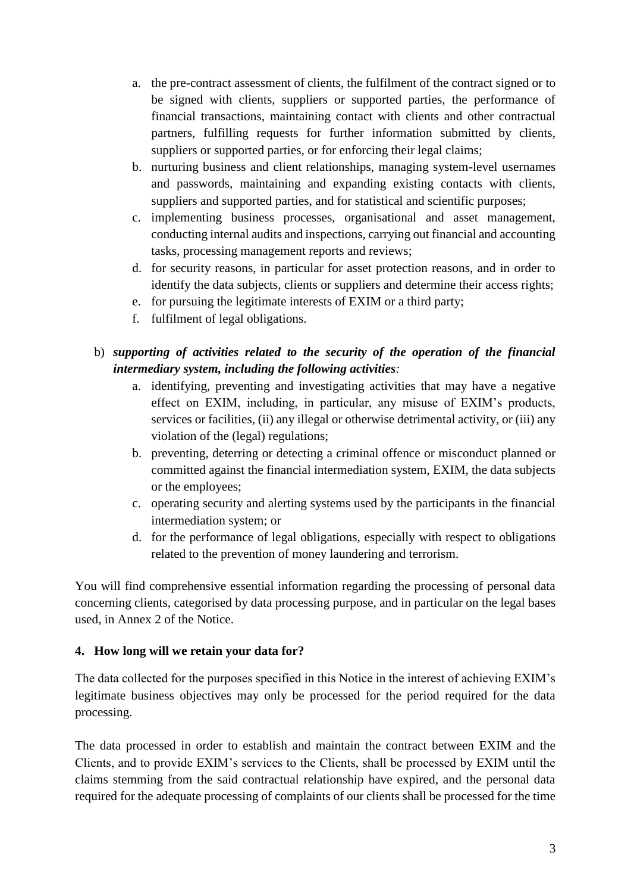a. the pre-contract assessment of clients, the fulfilment of the contract signed or to be signed with clients, suppliers or supported parties, the performance of financial transactions, maintaining contact with clients and other contractual partners, fulfilling requests for further information submitted by clients, suppliers or supported parties, or for enforcing their legal claims;
b. nurturing business and client relationships, managing system-level usernames and passwords, maintaining and expanding existing contacts with clients, suppliers and supported parties, and for statistical and scientific purposes;
c. implementing business processes, organisational and asset management, conducting internal audits and inspections, carrying out financial and accounting tasks, processing management reports and reviews;
d. for security reasons, in particular for asset protection reasons, and in order to identify the data subjects, clients or suppliers and determine their access rights;
e. for pursuing the legitimate interests of EXIM or a third party;
f. fulfilment of legal obligations.

b) ***supporting of activities related to the security of the operation of the financial intermediary system, including the following activities**:*

a. identifying, preventing and investigating activities that may have a negative effect on EXIM, including, in particular, any misuse of EXIM's products, services or facilities, (ii) any illegal or otherwise detrimental activity, or (iii) any violation of the (legal) regulations;
b. preventing, deterring or detecting a criminal offence or misconduct planned or committed against the financial intermediation system, EXIM, the data subjects or the employees;
c. operating security and alerting systems used by the participants in the financial intermediation system; or
d. for the performance of legal obligations, especially with respect to obligations related to the prevention of money laundering and terrorism.

You will find comprehensive essential information regarding the processing of personal data concerning clients, categorised by data processing purpose, and in particular on the legal bases used, in Annex 2 of the Notice.

## 4. How long will we retain your data for?

The data collected for the purposes specified in this Notice in the interest of achieving EXIM's legitimate business objectives may only be processed for the period required for the data processing.

The data processed in order to establish and maintain the contract between EXIM and the Clients, and to provide EXIM's services to the Clients, shall be processed by EXIM until the claims stemming from the said contractual relationship have expired, and the personal data required for the adequate processing of complaints of our clients shall be processed for the time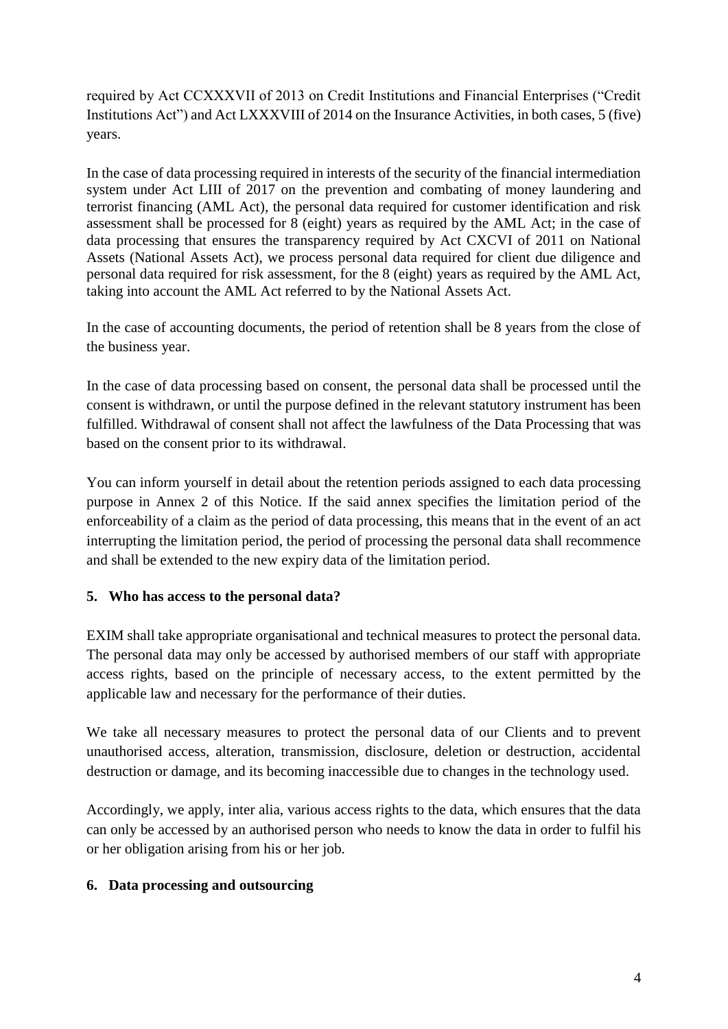required by Act CCXXXVII of 2013 on Credit Institutions and Financial Enterprises ("Credit Institutions Act") and Act LXXXVIII of 2014 on the Insurance Activities, in both cases, 5 (five) years.

In the case of data processing required in interests of the security of the financial intermediation system under Act LIII of 2017 on the prevention and combating of money laundering and terrorist financing (AML Act), the personal data required for customer identification and risk assessment shall be processed for 8 (eight) years as required by the AML Act; in the case of data processing that ensures the transparency required by Act CXCVI of 2011 on National Assets (National Assets Act), we process personal data required for client due diligence and personal data required for risk assessment, for the 8 (eight) years as required by the AML Act, taking into account the AML Act referred to by the National Assets Act.

In the case of accounting documents, the period of retention shall be 8 years from the close of the business year.

In the case of data processing based on consent, the personal data shall be processed until the consent is withdrawn, or until the purpose defined in the relevant statutory instrument has been fulfilled. Withdrawal of consent shall not affect the lawfulness of the Data Processing that was based on the consent prior to its withdrawal.

You can inform yourself in detail about the retention periods assigned to each data processing purpose in Annex 2 of this Notice. If the said annex specifies the limitation period of the enforceability of a claim as the period of data processing, this means that in the event of an act interrupting the limitation period, the period of processing the personal data shall recommence and shall be extended to the new expiry data of the limitation period.

## 5. Who has access to the personal data?

EXIM shall take appropriate organisational and technical measures to protect the personal data. The personal data may only be accessed by authorised members of our staff with appropriate access rights, based on the principle of necessary access, to the extent permitted by the applicable law and necessary for the performance of their duties.

We take all necessary measures to protect the personal data of our Clients and to prevent unauthorised access, alteration, transmission, disclosure, deletion or destruction, accidental destruction or damage, and its becoming inaccessible due to changes in the technology used.

Accordingly, we apply, inter alia, various access rights to the data, which ensures that the data can only be accessed by an authorised person who needs to know the data in order to fulfil his or her obligation arising from his or her job.

## 6. Data processing and outsourcing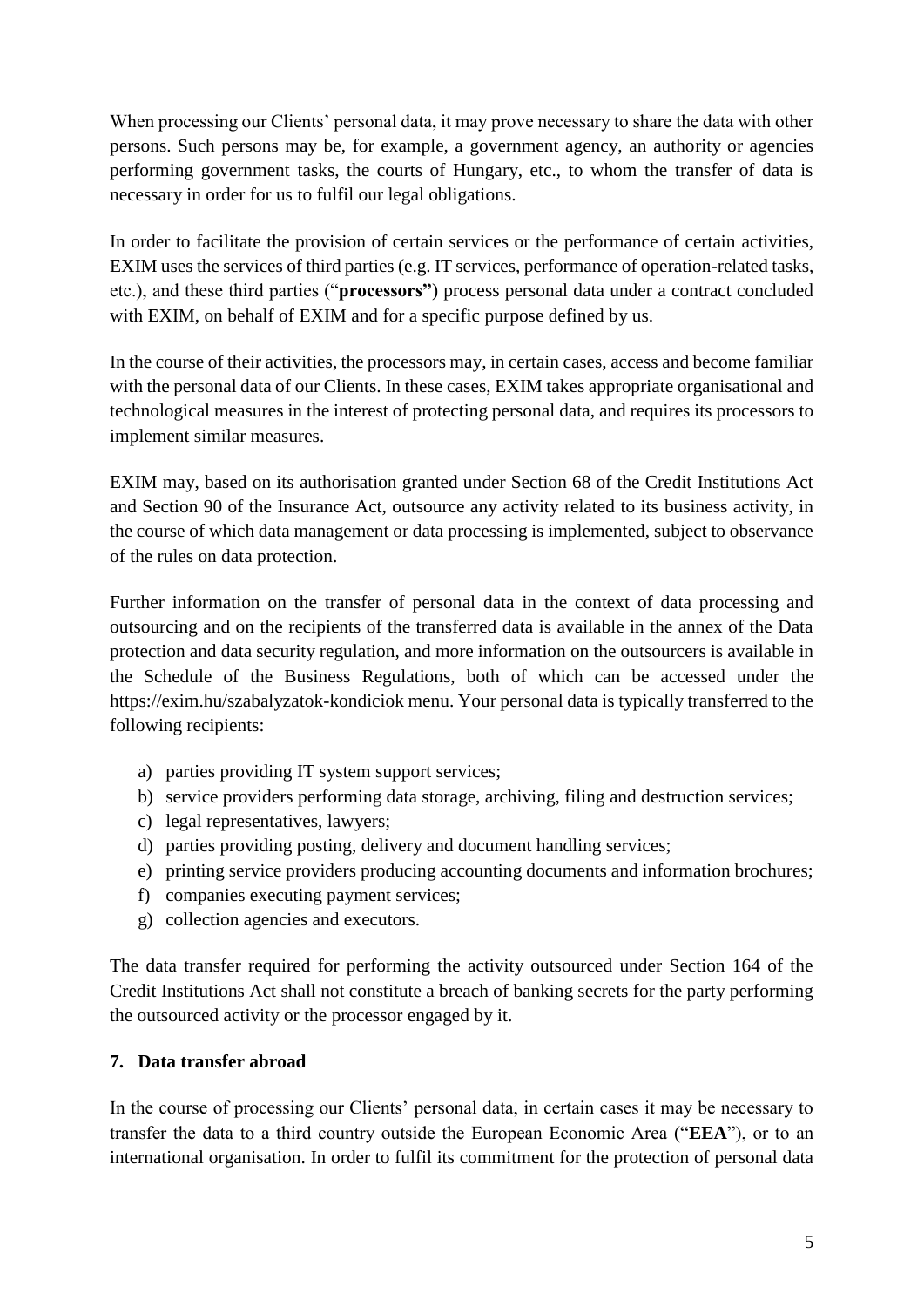When processing our Clients' personal data, it may prove necessary to share the data with other persons. Such persons may be, for example, a government agency, an authority or agencies performing government tasks, the courts of Hungary, etc., to whom the transfer of data is necessary in order for us to fulfil our legal obligations.

In order to facilitate the provision of certain services or the performance of certain activities, EXIM uses the services of third parties (e.g. IT services, performance of operation-related tasks, etc.), and these third parties ("**processors"**) process personal data under a contract concluded with EXIM, on behalf of EXIM and for a specific purpose defined by us.

In the course of their activities, the processors may, in certain cases, access and become familiar with the personal data of our Clients. In these cases, EXIM takes appropriate organisational and technological measures in the interest of protecting personal data, and requires its processors to implement similar measures.

EXIM may, based on its authorisation granted under Section 68 of the Credit Institutions Act and Section 90 of the Insurance Act, outsource any activity related to its business activity, in the course of which data management or data processing is implemented, subject to observance of the rules on data protection.

Further information on the transfer of personal data in the context of data processing and outsourcing and on the recipients of the transferred data is available in the annex of the Data protection and data security regulation, and more information on the outsourcers is available in the Schedule of the Business Regulations, both of which can be accessed under the https://exim.hu/szabalyzatok-kondiciok menu. Your personal data is typically transferred to the following recipients:

a) parties providing IT system support services;
b) service providers performing data storage, archiving, filing and destruction services;
c) legal representatives, lawyers;
d) parties providing posting, delivery and document handling services;
e) printing service providers producing accounting documents and information brochures;
f) companies executing payment services;
g) collection agencies and executors.

The data transfer required for performing the activity outsourced under Section 164 of the Credit Institutions Act shall not constitute a breach of banking secrets for the party performing the outsourced activity or the processor engaged by it.

## 7. Data transfer abroad

In the course of processing our Clients' personal data, in certain cases it may be necessary to transfer the data to a third country outside the European Economic Area ("**EEA**"), or to an international organisation. In order to fulfil its commitment for the protection of personal data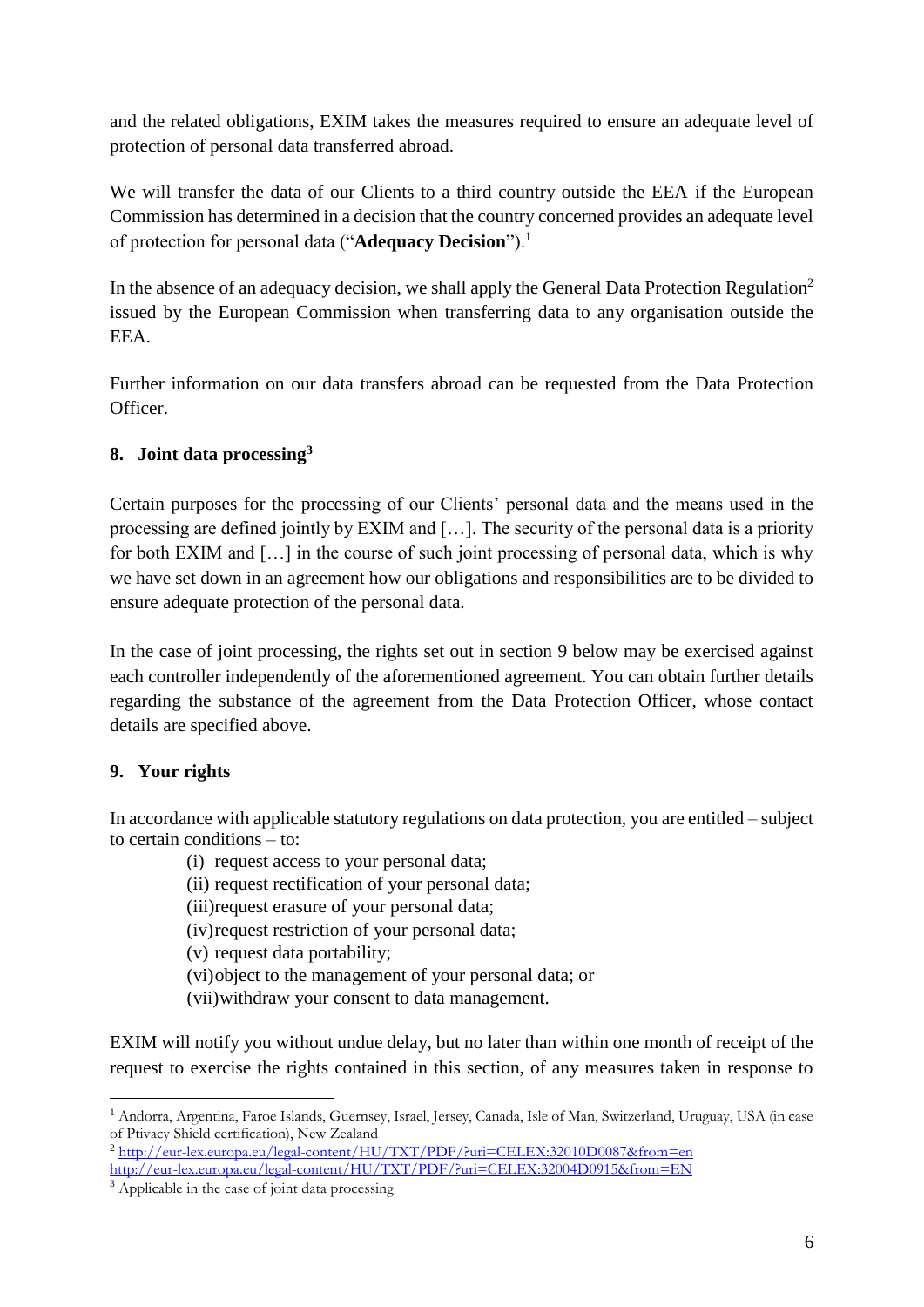and the related obligations, EXIM takes the measures required to ensure an adequate level of protection of personal data transferred abroad.

We will transfer the data of our Clients to a third country outside the EEA if the European Commission has determined in a decision that the country concerned provides an adequate level of protection for personal data ("**Adequacy Decision**").[1]

In the absence of an adequacy decision, we shall apply the General Data Protection Regulation[2] issued by the European Commission when transferring data to any organisation outside the EEA.

Further information on our data transfers abroad can be requested from the Data Protection Officer.

## 8. Joint data processing[3]

Certain purposes for the processing of our Clients' personal data and the means used in the processing are defined jointly by EXIM and […]. The security of the personal data is a priority for both EXIM and […] in the course of such joint processing of personal data, which is why we have set down in an agreement how our obligations and responsibilities are to be divided to ensure adequate protection of the personal data.

In the case of joint processing, the rights set out in section 9 below may be exercised against each controller independently of the aforementioned agreement. You can obtain further details regarding the substance of the agreement from the Data Protection Officer, whose contact details are specified above.

## 9. Your rights

In accordance with applicable statutory regulations on data protection, you are entitled – subject to certain conditions – to:

- (i) request access to your personal data;
- (ii) request rectification of your personal data;
- (iii) request erasure of your personal data;
- (iv) request restriction of your personal data;
- (v) request data portability;
- (vi) object to the management of your personal data; or
- (vii) withdraw your consent to data management.

EXIM will notify you without undue delay, but no later than within one month of receipt of the request to exercise the rights contained in this section, of any measures taken in response to

---

[1] Andorra, Argentina, Faroe Islands, Guernsey, Israel, Jersey, Canada, Isle of Man, Switzerland, Uruguay, USA (in case of Ptivacy Shield certification), New Zealand

[2] http://eur-lex.europa.eu/legal-content/HU/TXT/PDF/?uri=CELEX:32010D0087&from=en
http://eur-lex.europa.eu/legal-content/HU/TXT/PDF/?uri=CELEX:32004D0915&from=EN

[3] Applicable in the case of joint data processing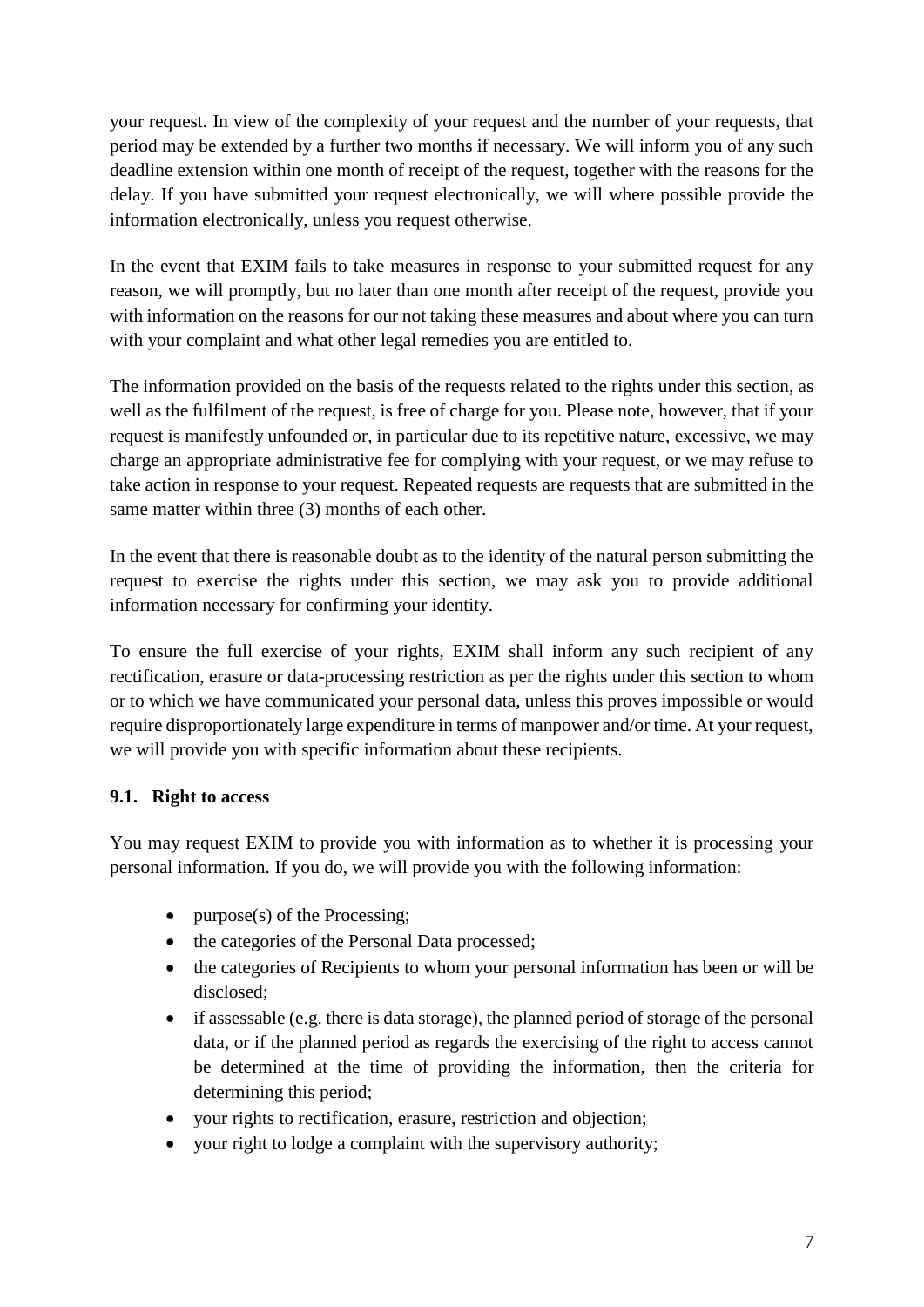your request. In view of the complexity of your request and the number of your requests, that period may be extended by a further two months if necessary. We will inform you of any such deadline extension within one month of receipt of the request, together with the reasons for the delay. If you have submitted your request electronically, we will where possible provide the information electronically, unless you request otherwise.

In the event that EXIM fails to take measures in response to your submitted request for any reason, we will promptly, but no later than one month after receipt of the request, provide you with information on the reasons for our not taking these measures and about where you can turn with your complaint and what other legal remedies you are entitled to.

The information provided on the basis of the requests related to the rights under this section, as well as the fulfilment of the request, is free of charge for you. Please note, however, that if your request is manifestly unfounded or, in particular due to its repetitive nature, excessive, we may charge an appropriate administrative fee for complying with your request, or we may refuse to take action in response to your request. Repeated requests are requests that are submitted in the same matter within three (3) months of each other.

In the event that there is reasonable doubt as to the identity of the natural person submitting the request to exercise the rights under this section, we may ask you to provide additional information necessary for confirming your identity.

To ensure the full exercise of your rights, EXIM shall inform any such recipient of any rectification, erasure or data-processing restriction as per the rights under this section to whom or to which we have communicated your personal data, unless this proves impossible or would require disproportionately large expenditure in terms of manpower and/or time. At your request, we will provide you with specific information about these recipients.

### 9.1. Right to access

You may request EXIM to provide you with information as to whether it is processing your personal information. If you do, we will provide you with the following information:

- purpose(s) of the Processing;
- the categories of the Personal Data processed;
- the categories of Recipients to whom your personal information has been or will be disclosed;
- if assessable (e.g. there is data storage), the planned period of storage of the personal data, or if the planned period as regards the exercising of the right to access cannot be determined at the time of providing the information, then the criteria for determining this period;
- your rights to rectification, erasure, restriction and objection;
- your right to lodge a complaint with the supervisory authority;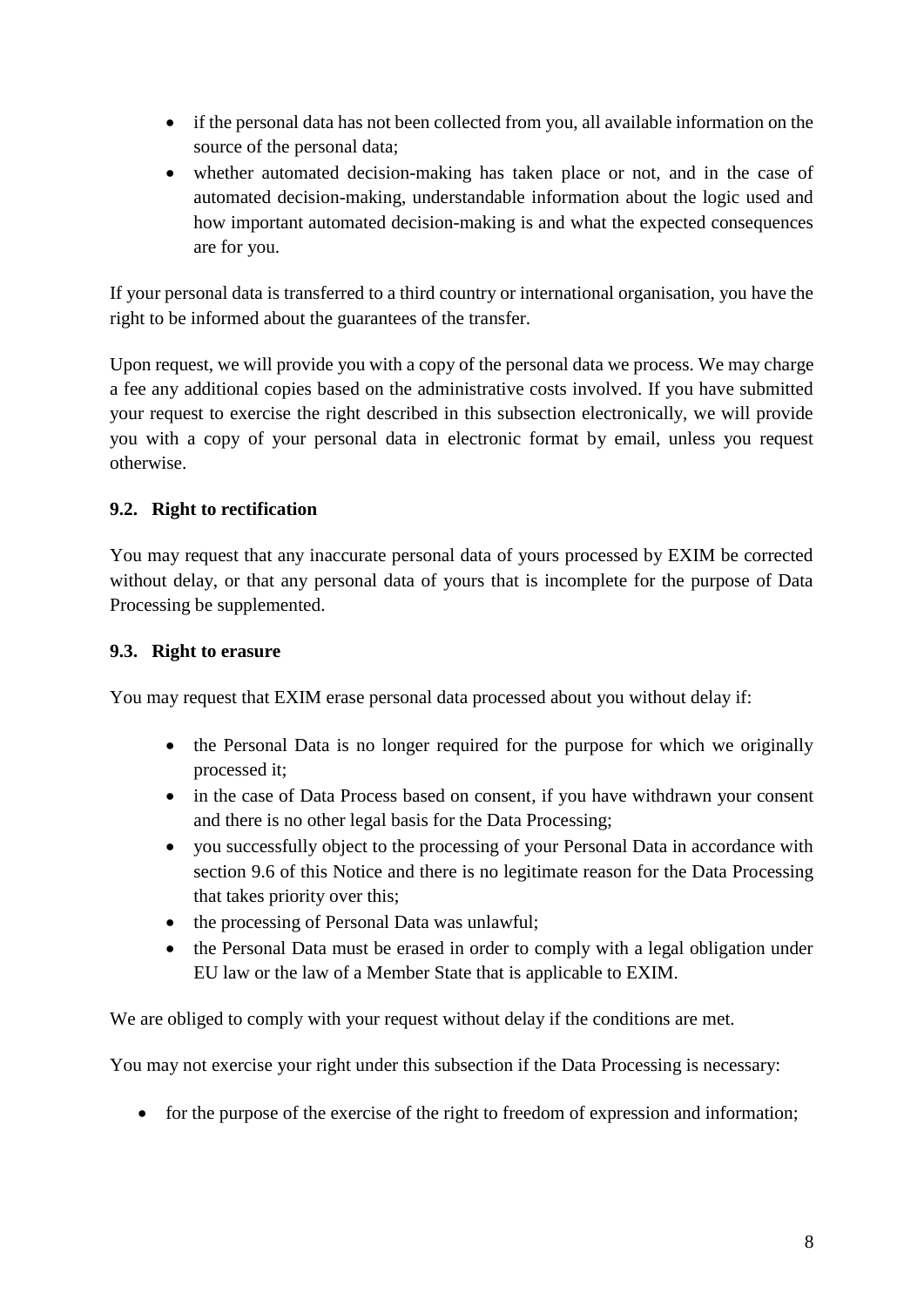- if the personal data has not been collected from you, all available information on the source of the personal data;
- whether automated decision-making has taken place or not, and in the case of automated decision-making, understandable information about the logic used and how important automated decision-making is and what the expected consequences are for you.

If your personal data is transferred to a third country or international organisation, you have the right to be informed about the guarantees of the transfer.

Upon request, we will provide you with a copy of the personal data we process. We may charge a fee any additional copies based on the administrative costs involved. If you have submitted your request to exercise the right described in this subsection electronically, we will provide you with a copy of your personal data in electronic format by email, unless you request otherwise.

### 9.2. Right to rectification

You may request that any inaccurate personal data of yours processed by EXIM be corrected without delay, or that any personal data of yours that is incomplete for the purpose of Data Processing be supplemented.

### 9.3. Right to erasure

You may request that EXIM erase personal data processed about you without delay if:

- the Personal Data is no longer required for the purpose for which we originally processed it;
- in the case of Data Process based on consent, if you have withdrawn your consent and there is no other legal basis for the Data Processing;
- you successfully object to the processing of your Personal Data in accordance with section 9.6 of this Notice and there is no legitimate reason for the Data Processing that takes priority over this;
- the processing of Personal Data was unlawful;
- the Personal Data must be erased in order to comply with a legal obligation under EU law or the law of a Member State that is applicable to EXIM.

We are obliged to comply with your request without delay if the conditions are met.

You may not exercise your right under this subsection if the Data Processing is necessary:

- for the purpose of the exercise of the right to freedom of expression and information;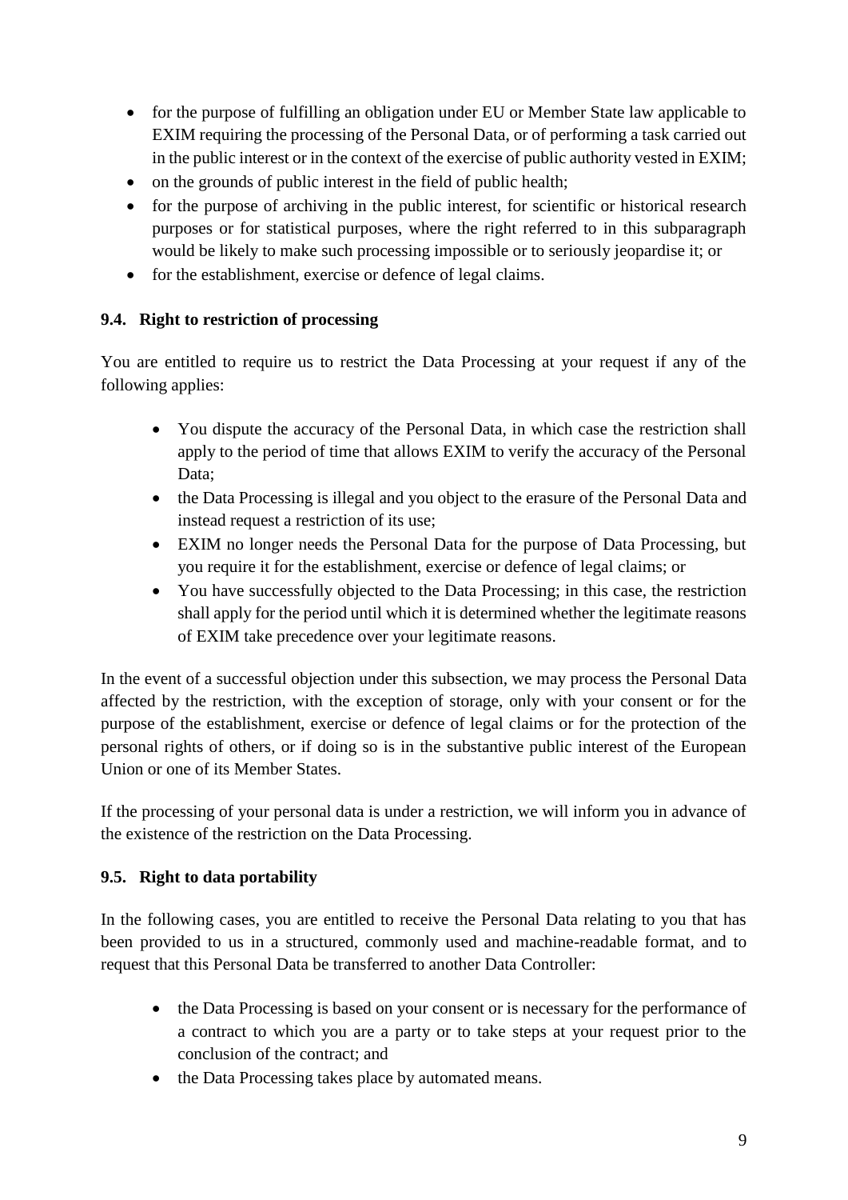- for the purpose of fulfilling an obligation under EU or Member State law applicable to EXIM requiring the processing of the Personal Data, or of performing a task carried out in the public interest or in the context of the exercise of public authority vested in EXIM;
- on the grounds of public interest in the field of public health;
- for the purpose of archiving in the public interest, for scientific or historical research purposes or for statistical purposes, where the right referred to in this subparagraph would be likely to make such processing impossible or to seriously jeopardise it; or
- for the establishment, exercise or defence of legal claims.

### 9.4. Right to restriction of processing

You are entitled to require us to restrict the Data Processing at your request if any of the following applies:

- You dispute the accuracy of the Personal Data, in which case the restriction shall apply to the period of time that allows EXIM to verify the accuracy of the Personal Data;
- the Data Processing is illegal and you object to the erasure of the Personal Data and instead request a restriction of its use;
- EXIM no longer needs the Personal Data for the purpose of Data Processing, but you require it for the establishment, exercise or defence of legal claims; or
- You have successfully objected to the Data Processing; in this case, the restriction shall apply for the period until which it is determined whether the legitimate reasons of EXIM take precedence over your legitimate reasons.

In the event of a successful objection under this subsection, we may process the Personal Data affected by the restriction, with the exception of storage, only with your consent or for the purpose of the establishment, exercise or defence of legal claims or for the protection of the personal rights of others, or if doing so is in the substantive public interest of the European Union or one of its Member States.

If the processing of your personal data is under a restriction, we will inform you in advance of the existence of the restriction on the Data Processing.

### 9.5. Right to data portability

In the following cases, you are entitled to receive the Personal Data relating to you that has been provided to us in a structured, commonly used and machine-readable format, and to request that this Personal Data be transferred to another Data Controller:

- the Data Processing is based on your consent or is necessary for the performance of a contract to which you are a party or to take steps at your request prior to the conclusion of the contract; and
- the Data Processing takes place by automated means.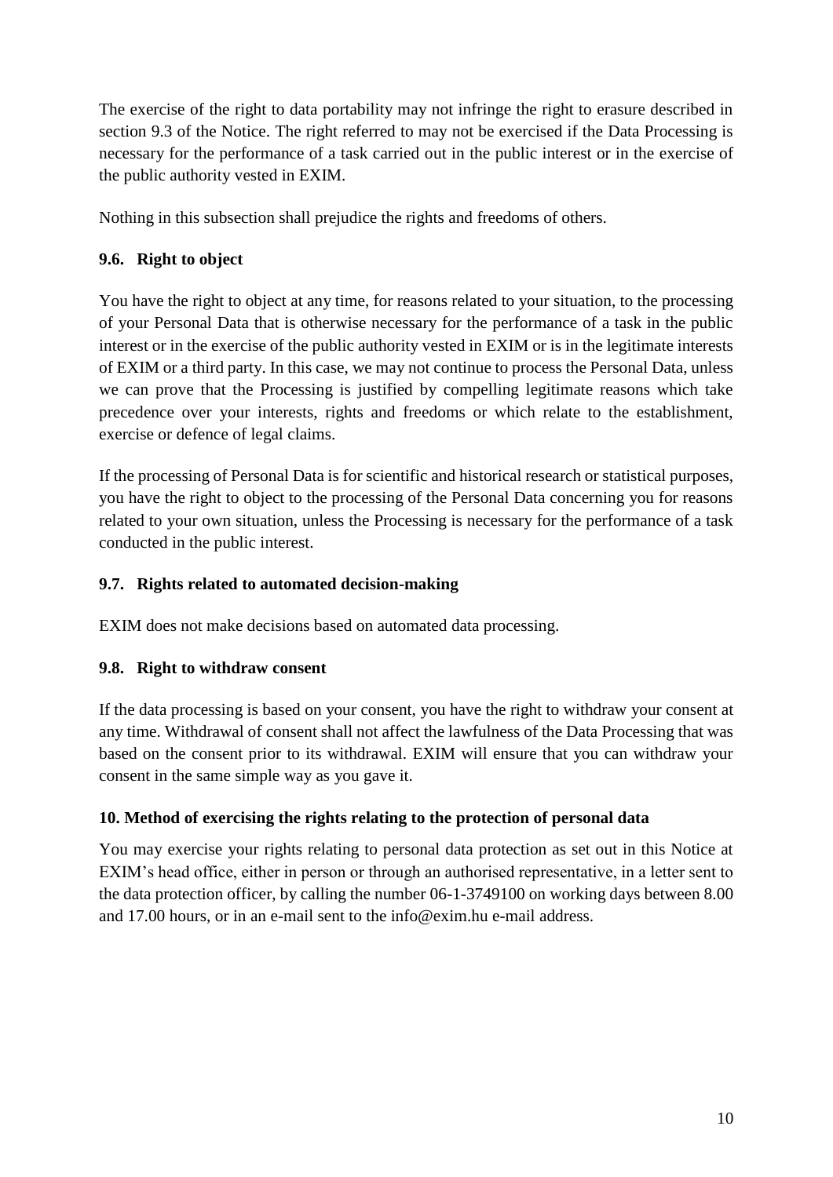The exercise of the right to data portability may not infringe the right to erasure described in section 9.3 of the Notice. The right referred to may not be exercised if the Data Processing is necessary for the performance of a task carried out in the public interest or in the exercise of the public authority vested in EXIM.

Nothing in this subsection shall prejudice the rights and freedoms of others.

### 9.6. Right to object

You have the right to object at any time, for reasons related to your situation, to the processing of your Personal Data that is otherwise necessary for the performance of a task in the public interest or in the exercise of the public authority vested in EXIM or is in the legitimate interests of EXIM or a third party. In this case, we may not continue to process the Personal Data, unless we can prove that the Processing is justified by compelling legitimate reasons which take precedence over your interests, rights and freedoms or which relate to the establishment, exercise or defence of legal claims.

If the processing of Personal Data is for scientific and historical research or statistical purposes, you have the right to object to the processing of the Personal Data concerning you for reasons related to your own situation, unless the Processing is necessary for the performance of a task conducted in the public interest.

### 9.7. Rights related to automated decision-making

EXIM does not make decisions based on automated data processing.

### 9.8. Right to withdraw consent

If the data processing is based on your consent, you have the right to withdraw your consent at any time. Withdrawal of consent shall not affect the lawfulness of the Data Processing that was based on the consent prior to its withdrawal. EXIM will ensure that you can withdraw your consent in the same simple way as you gave it.

## 10. Method of exercising the rights relating to the protection of personal data

You may exercise your rights relating to personal data protection as set out in this Notice at EXIM's head office, either in person or through an authorised representative, in a letter sent to the data protection officer, by calling the number 06-1-3749100 on working days between 8.00 and 17.00 hours, or in an e-mail sent to the info@exim.hu e-mail address.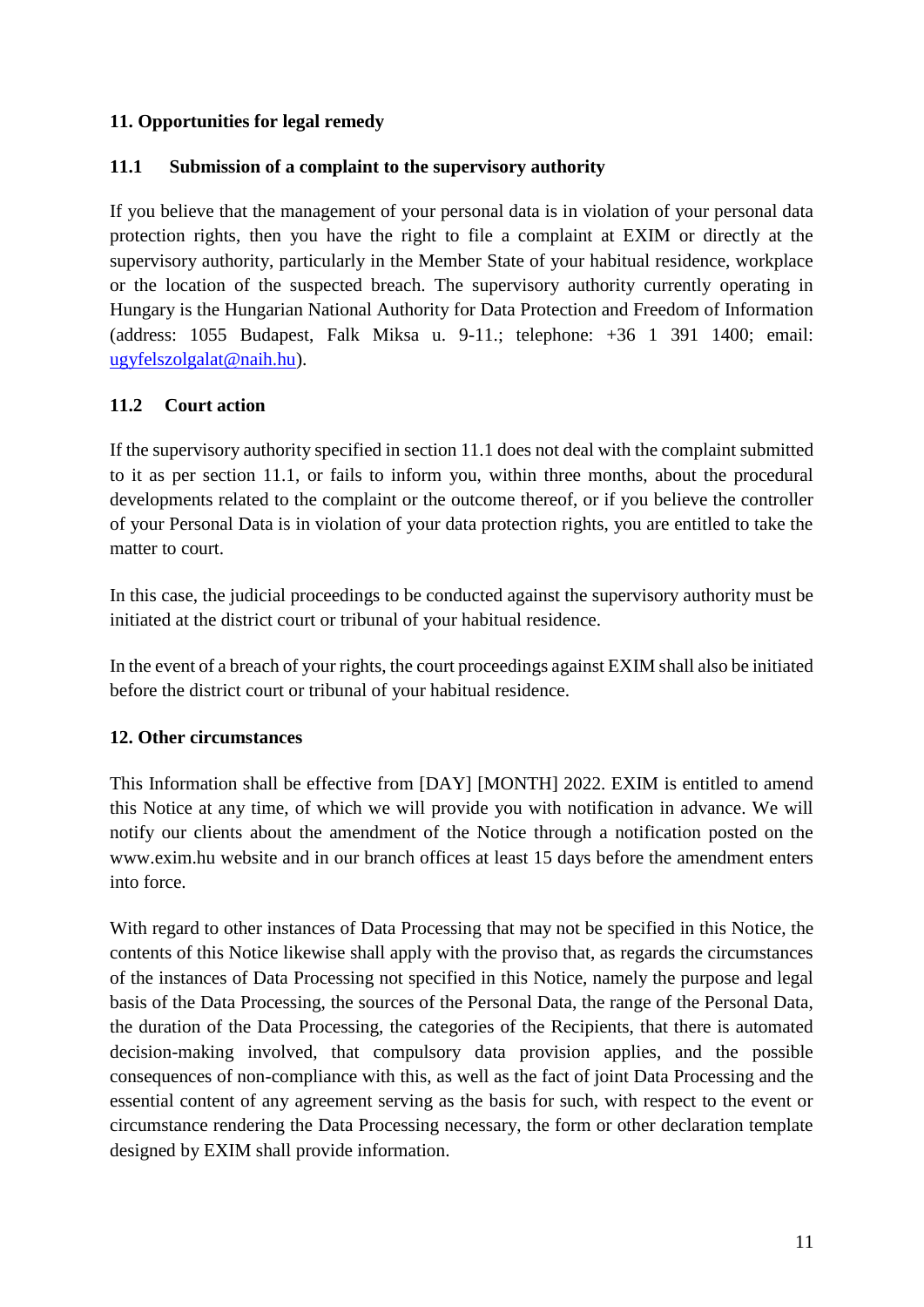## 11. Opportunities for legal remedy

### 11.1 Submission of a complaint to the supervisory authority

If you believe that the management of your personal data is in violation of your personal data protection rights, then you have the right to file a complaint at EXIM or directly at the supervisory authority, particularly in the Member State of your habitual residence, workplace or the location of the suspected breach. The supervisory authority currently operating in Hungary is the Hungarian National Authority for Data Protection and Freedom of Information (address: 1055 Budapest, Falk Miksa u. 9-11.; telephone: +36 1 391 1400; email: ugyfelszolgalat@naih.hu).

### 11.2 Court action

If the supervisory authority specified in section 11.1 does not deal with the complaint submitted to it as per section 11.1, or fails to inform you, within three months, about the procedural developments related to the complaint or the outcome thereof, or if you believe the controller of your Personal Data is in violation of your data protection rights, you are entitled to take the matter to court.

In this case, the judicial proceedings to be conducted against the supervisory authority must be initiated at the district court or tribunal of your habitual residence.

In the event of a breach of your rights, the court proceedings against EXIM shall also be initiated before the district court or tribunal of your habitual residence.

## 12. Other circumstances

This Information shall be effective from [DAY] [MONTH] 2022. EXIM is entitled to amend this Notice at any time, of which we will provide you with notification in advance. We will notify our clients about the amendment of the Notice through a notification posted on the www.exim.hu website and in our branch offices at least 15 days before the amendment enters into force.

With regard to other instances of Data Processing that may not be specified in this Notice, the contents of this Notice likewise shall apply with the proviso that, as regards the circumstances of the instances of Data Processing not specified in this Notice, namely the purpose and legal basis of the Data Processing, the sources of the Personal Data, the range of the Personal Data, the duration of the Data Processing, the categories of the Recipients, that there is automated decision-making involved, that compulsory data provision applies, and the possible consequences of non-compliance with this, as well as the fact of joint Data Processing and the essential content of any agreement serving as the basis for such, with respect to the event or circumstance rendering the Data Processing necessary, the form or other declaration template designed by EXIM shall provide information.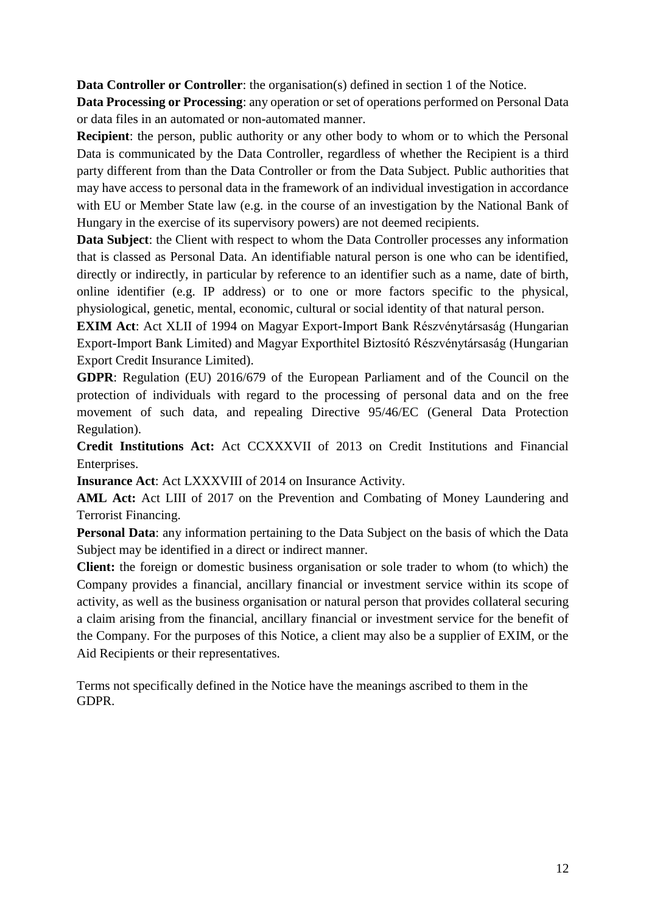**Data Controller or Controller**: the organisation(s) defined in section 1 of the Notice.

**Data Processing or Processing**: any operation or set of operations performed on Personal Data or data files in an automated or non-automated manner.

**Recipient**: the person, public authority or any other body to whom or to which the Personal Data is communicated by the Data Controller, regardless of whether the Recipient is a third party different from than the Data Controller or from the Data Subject. Public authorities that may have access to personal data in the framework of an individual investigation in accordance with EU or Member State law (e.g. in the course of an investigation by the National Bank of Hungary in the exercise of its supervisory powers) are not deemed recipients.

**Data Subject**: the Client with respect to whom the Data Controller processes any information that is classed as Personal Data. An identifiable natural person is one who can be identified, directly or indirectly, in particular by reference to an identifier such as a name, date of birth, online identifier (e.g. IP address) or to one or more factors specific to the physical, physiological, genetic, mental, economic, cultural or social identity of that natural person.

**EXIM Act**: Act XLII of 1994 on Magyar Export-Import Bank Részvénytársaság (Hungarian Export-Import Bank Limited) and Magyar Exporthitel Biztosító Részvénytársaság (Hungarian Export Credit Insurance Limited).

**GDPR**: Regulation (EU) 2016/679 of the European Parliament and of the Council on the protection of individuals with regard to the processing of personal data and on the free movement of such data, and repealing Directive 95/46/EC (General Data Protection Regulation).

**Credit Institutions Act:** Act CCXXXVII of 2013 on Credit Institutions and Financial Enterprises.

**Insurance Act**: Act LXXXVIII of 2014 on Insurance Activity.

**AML Act:** Act LIII of 2017 on the Prevention and Combating of Money Laundering and Terrorist Financing.

**Personal Data**: any information pertaining to the Data Subject on the basis of which the Data Subject may be identified in a direct or indirect manner.

**Client:** the foreign or domestic business organisation or sole trader to whom (to which) the Company provides a financial, ancillary financial or investment service within its scope of activity, as well as the business organisation or natural person that provides collateral securing a claim arising from the financial, ancillary financial or investment service for the benefit of the Company. For the purposes of this Notice, a client may also be a supplier of EXIM, or the Aid Recipients or their representatives.

Terms not specifically defined in the Notice have the meanings ascribed to them in the GDPR.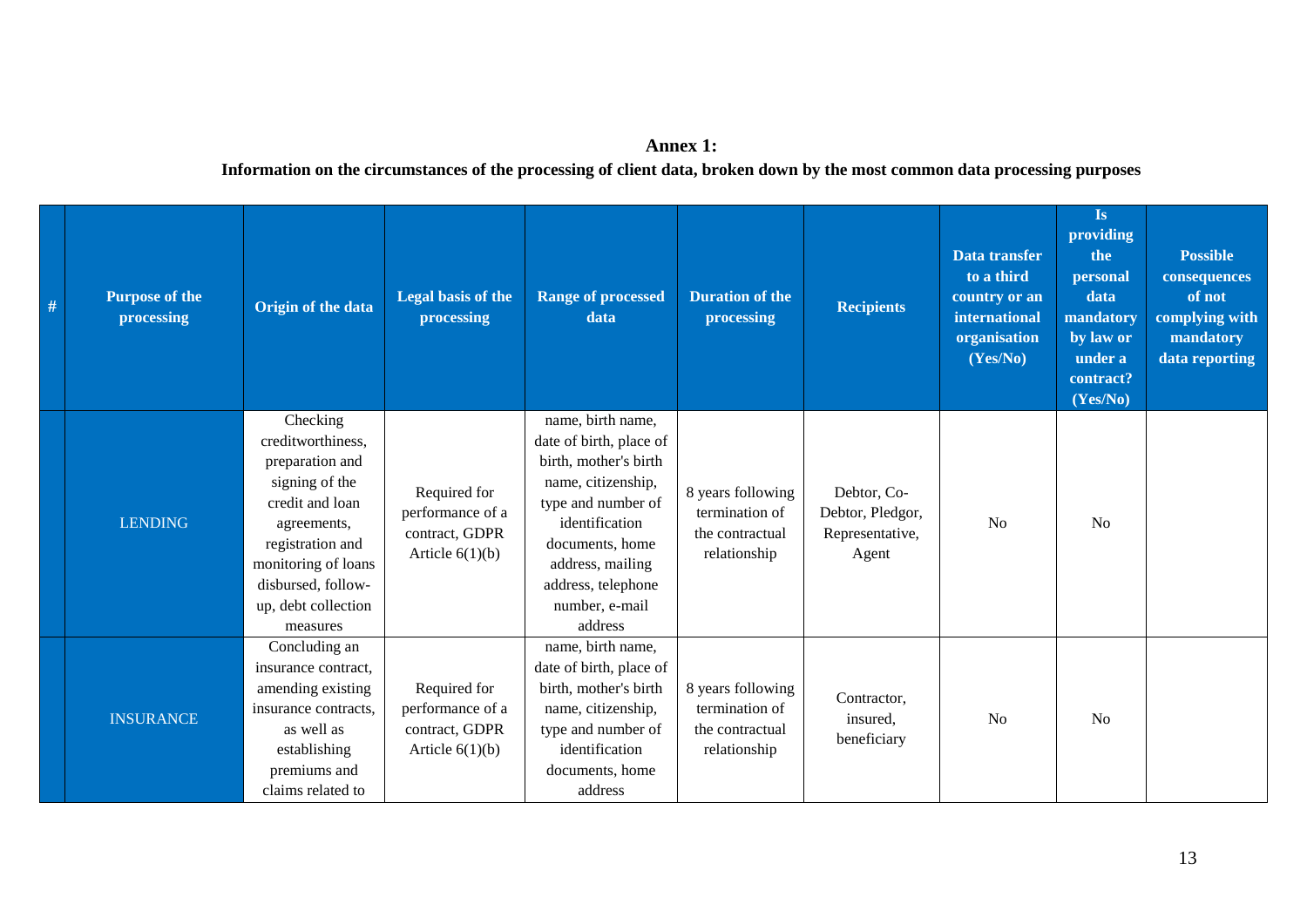**Annex 1:**

**Information on the circumstances of the processing of client data, broken down by the most common data processing purposes**

| # | Purpose of the processing | Origin of the data | Legal basis of the processing | Range of processed data | Duration of the processing | Recipients | Data transfer to a third country or an international organisation (Yes/No) | Is providing the personal data mandatory by law or under a contract? (Yes/No) | Possible consequences of not complying with mandatory data reporting |
|---|---|---|---|---|---|---|---|---|---|
| | LENDING | Checking creditworthiness, preparation and signing of the credit and loan agreements, registration and monitoring of loans disbursed, follow-up, debt collection measures | Required for performance of a contract, GDPR Article 6(1)(b) | name, birth name, date of birth, place of birth, mother's birth name, citizenship, type and number of identification documents, home address, mailing address, telephone number, e-mail address | 8 years following termination of the contractual relationship | Debtor, Co-Debtor, Pledgor, Representative, Agent | No | No | |
| | INSURANCE | Concluding an insurance contract, amending existing insurance contracts, as well as establishing premiums and claims related to | Required for performance of a contract, GDPR Article 6(1)(b) | name, birth name, date of birth, place of birth, mother's birth name, citizenship, type and number of identification documents, home address | 8 years following termination of the contractual relationship | Contractor, insured, beneficiary | No | No | |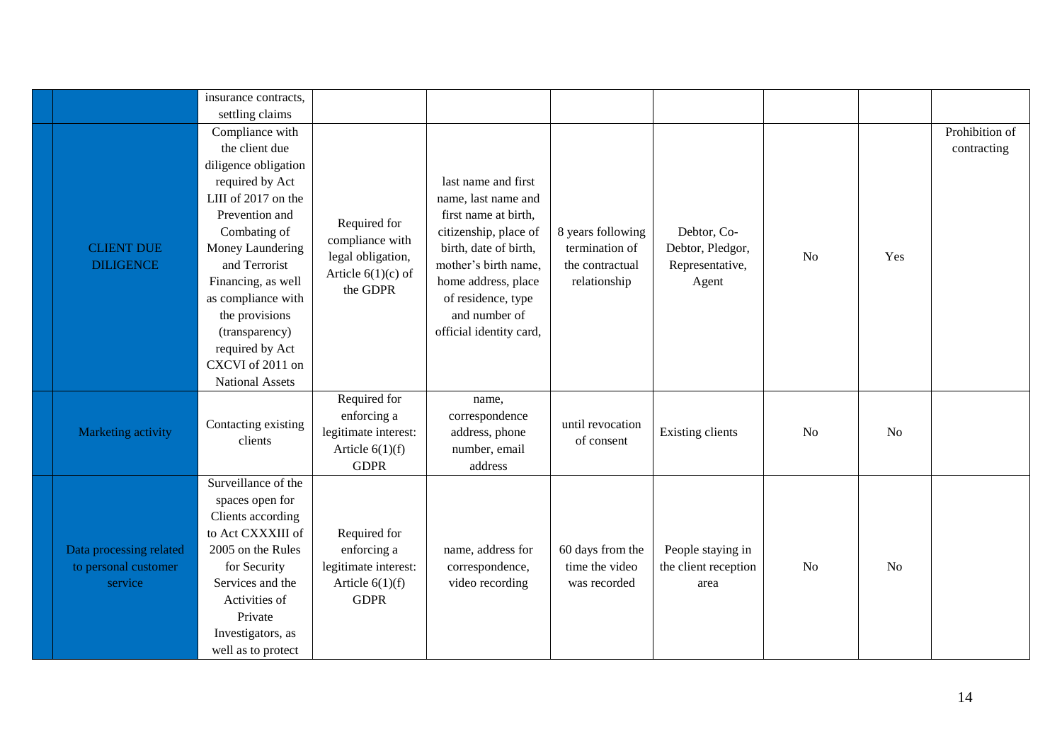| | | | | | | | | | |
|---|---|---|---|---|---|---|---|---|---|
| | | insurance contracts, settling claims | | | | | | | |
| | CLIENT DUE DILIGENCE | Compliance with the client due diligence obligation required by Act LIII of 2017 on the Prevention and Combating of Money Laundering and Terrorist Financing, as well as compliance with the provisions (transparency) required by Act CXCVI of 2011 on National Assets | Required for compliance with legal obligation, Article 6(1)(c) of the GDPR | last name and first name, last name and first name at birth, citizenship, place of birth, date of birth, mother's birth name, home address, place of residence, type and number of official identity card, | 8 years following termination of the contractual relationship | Debtor, Co-Debtor, Pledgor, Representative, Agent | No | Yes | Prohibition of contracting |
| | Marketing activity | Contacting existing clients | Required for enforcing a legitimate interest: Article 6(1)(f) GDPR | name, correspondence address, phone number, email address | until revocation of consent | Existing clients | No | No | |
| | Data processing related to personal customer service | Surveillance of the spaces open for Clients according to Act CXXXIII of 2005 on the Rules for Security Services and the Activities of Private Investigators, as well as to protect | Required for enforcing a legitimate interest: Article 6(1)(f) GDPR | name, address for correspondence, video recording | 60 days from the time the video was recorded | People staying in the client reception area | No | No | |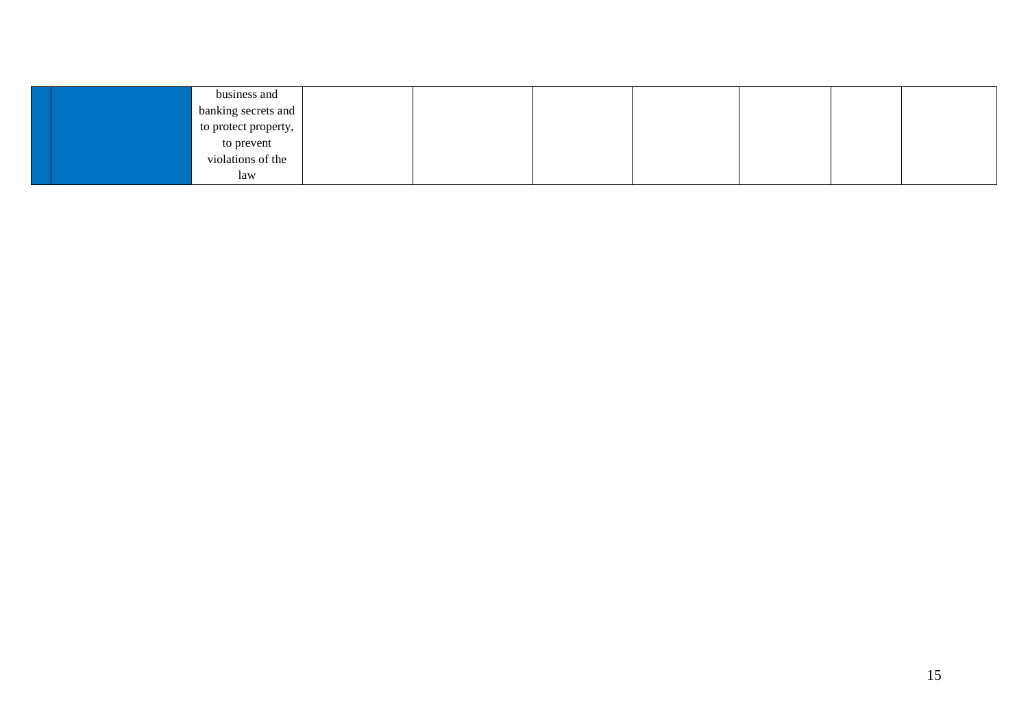| | | | | | | | | | |
|---|---|---|---|---|---|---|---|---|---|
| | | business and banking secrets and to protect property, to prevent violations of the law | | | | | | | |